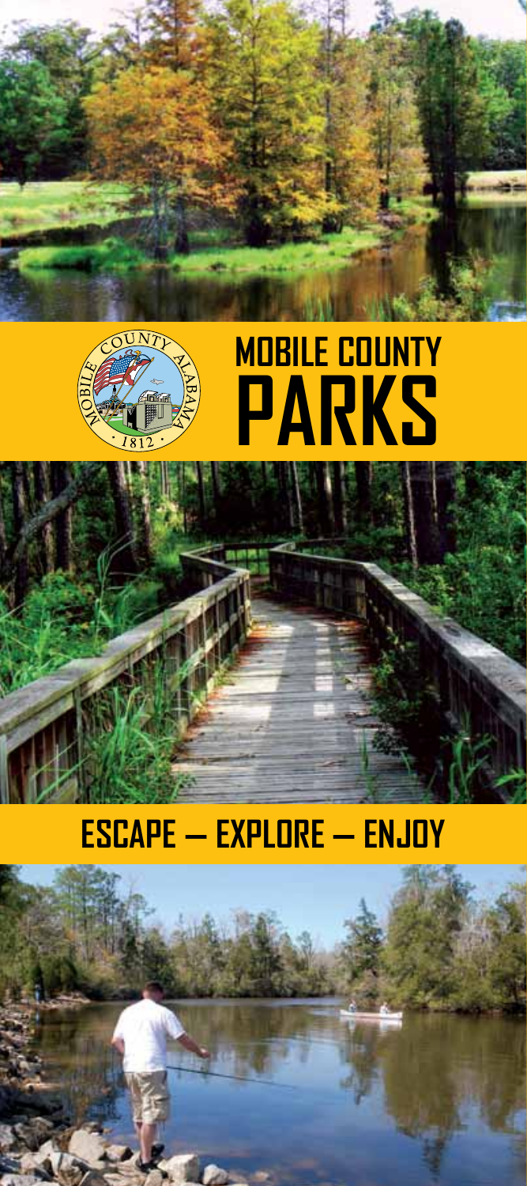# MOBILE COUNTY PARKS

## ESCAPE — EXPLORE — ENJOY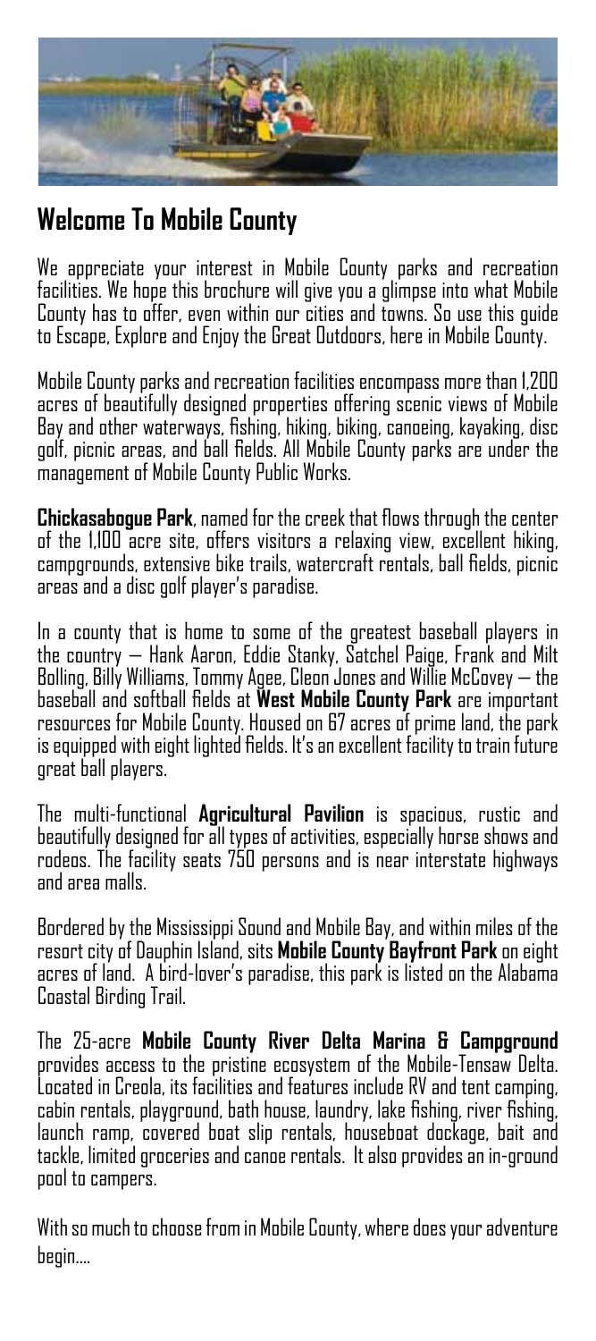## Welcome To Mobile County

We appreciate your interest in Mobile County parks and recreation facilities. We hope this brochure will give you a glimpse into what Mobile County has to offer, even within our cities and towns. So use this guide to Escape, Explore and Enjoy the Great Outdoors, here in Mobile County.

Mobile County parks and recreation facilities encompass more than 1,200 acres of beautifully designed properties offering scenic views of Mobile Bay and other waterways, fishing, hiking, biking, canoeing, kayaking, disc golf, picnic areas, and ball fields. All Mobile County parks are under the management of Mobile County Public Works.

**Chickasabogue Park**, named for the creek that flows through the center of the 1,100 acre site, offers visitors a relaxing view, excellent hiking, campgrounds, extensive bike trails, watercraft rentals, ball fields, picnic areas and a disc golf player's paradise.

In a county that is home to some of the greatest baseball players in the country — Hank Aaron, Eddie Stanky, Satchel Paige, Frank and Milt Bolling, Billy Williams, Tommy Agee, Cleon Jones and Willie McCovey — the baseball and softball fields at **West Mobile County Park** are important resources for Mobile County. Housed on 67 acres of prime land, the park is equipped with eight lighted fields. It's an excellent facility to train future great ball players.

The multi-functional **Agricultural Pavilion** is spacious, rustic and beautifully designed for all types of activities, especially horse shows and rodeos. The facility seats 750 persons and is near interstate highways and area malls.

Bordered by the Mississippi Sound and Mobile Bay, and within miles of the resort city of Dauphin Island, sits **Mobile County Bayfront Park** on eight acres of land. A bird-lover's paradise, this park is listed on the Alabama Coastal Birding Trail.

The 25-acre **Mobile County River Delta Marina & Campground** provides access to the pristine ecosystem of the Mobile-Tensaw Delta. Located in Creola, its facilities and features include RV and tent camping, cabin rentals, playground, bath house, laundry, lake fishing, river fishing, launch ramp, covered boat slip rentals, houseboat dockage, bait and tackle, limited groceries and canoe rentals. It also provides an in-ground pool to campers.

With so much to choose from in Mobile County, where does your adventure begin....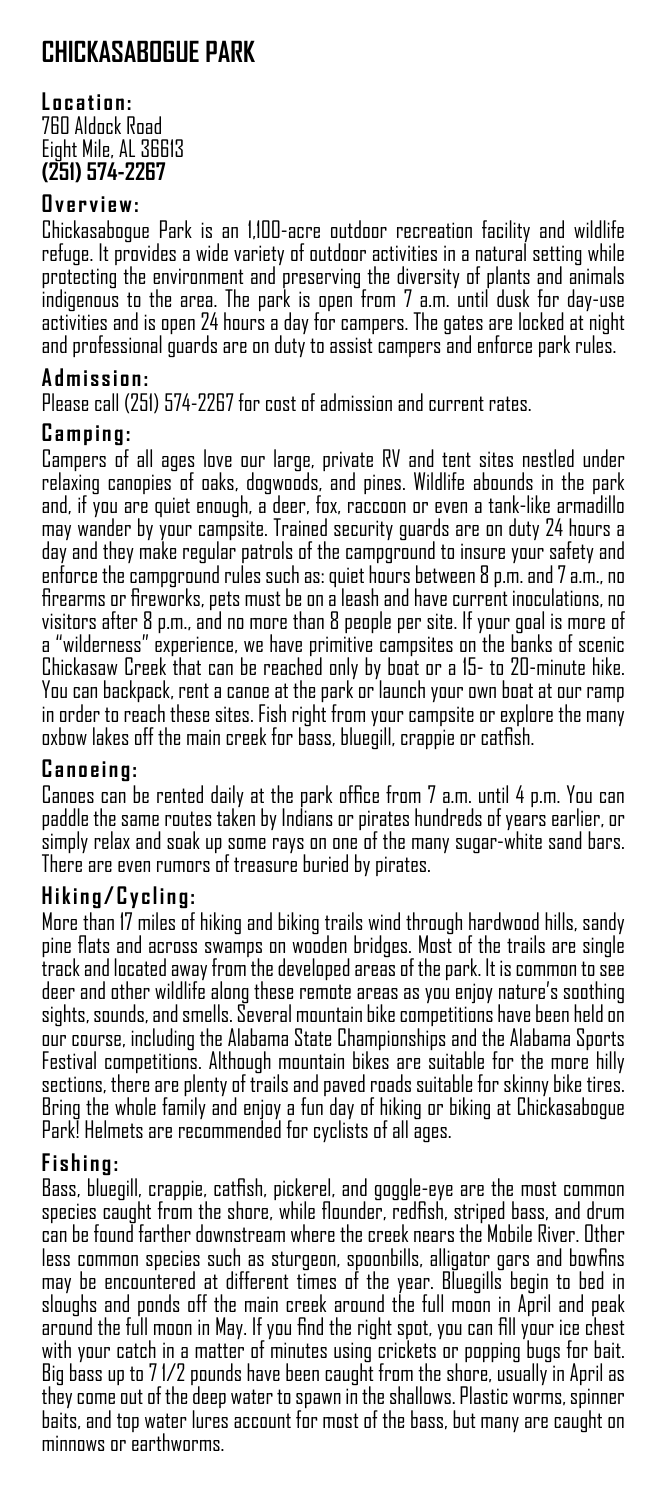# CHICKASABOGUE PARK

## Location:

760 Aldock Road
Eight Mile, AL 36613
**(251) 574-2267**

## Overview:

Chickasabogue Park is an 1,100-acre outdoor recreation facility and wildlife refuge. It provides a wide variety of outdoor activities in a natural setting while protecting the environment and preserving the diversity of plants and animals indigenous to the area. The park is open from 7 a.m. until dusk for day-use activities and is open 24 hours a day for campers. The gates are locked at night and professional guards are on duty to assist campers and enforce park rules.

## Admission:

Please call (251) 574-2267 for cost of admission and current rates.

## Camping:

Campers of all ages love our large, private RV and tent sites nestled under relaxing canopies of oaks, dogwoods, and pines. Wildlife abounds in the park and, if you are quiet enough, a deer, fox, raccoon or even a tank-like armadillo may wander by your campsite. Trained security guards are on duty 24 hours a day and they make regular patrols of the campground to insure your safety and enforce the campground rules such as: quiet hours between 8 p.m. and 7 a.m., no firearms or fireworks, pets must be on a leash and have current inoculations, no visitors after 8 p.m., and no more than 8 people per site. If your goal is more of a "wilderness" experience, we have primitive campsites on the banks of scenic Chickasaw Creek that can be reached only by boat or a 15- to 20-minute hike. You can backpack, rent a canoe at the park or launch your own boat at our ramp in order to reach these sites. Fish right from your campsite or explore the many oxbow lakes off the main creek for bass, bluegill, crappie or catfish.

## Canoeing:

Canoes can be rented daily at the park office from 7 a.m. until 4 p.m. You can paddle the same routes taken by Indians or pirates hundreds of years earlier, or simply relax and soak up some rays on one of the many sugar-white sand bars. There are even rumors of treasure buried by pirates.

## Hiking/Cycling:

More than 17 miles of hiking and biking trails wind through hardwood hills, sandy pine flats and across swamps on wooden bridges. Most of the trails are single track and located away from the developed areas of the park. It is common to see deer and other wildlife along these remote areas as you enjoy nature's soothing sights, sounds, and smells. Several mountain bike competitions have been held on our course, including the Alabama State Championships and the Alabama Sports Festival competitions. Although mountain bikes are suitable for the more hilly sections, there are plenty of trails and paved roads suitable for skinny bike tires. Bring the whole family and enjoy a fun day of hiking or biking at Chickasabogue Park! Helmets are recommended for cyclists of all ages.

## Fishing:

Bass, bluegill, crappie, catfish, pickerel, and goggle-eye are the most common species caught from the shore, while flounder, redfish, striped bass, and drum can be found farther downstream where the creek nears the Mobile River. Other less common species such as sturgeon, spoonbills, alligator gars and bowfins may be encountered at different times of the year. Bluegills begin to bed in sloughs and ponds off the main creek around the full moon in April and peak around the full moon in May. If you find the right spot, you can fill your ice chest with your catch in a matter of minutes using crickets or popping bugs for bait. Big bass up to 7 1/2 pounds have been caught from the shore, usually in April as they come out of the deep water to spawn in the shallows. Plastic worms, spinner baits, and top water lures account for most of the bass, but many are caught on minnows or earthworms.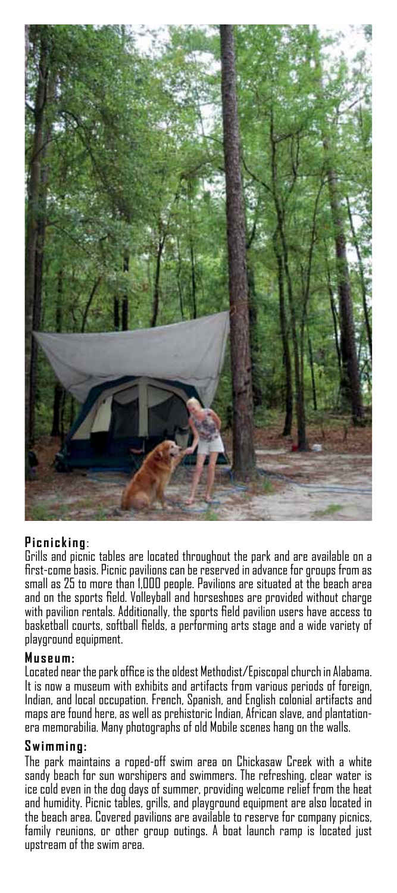**Picnicking**:

Grills and picnic tables are located throughout the park and are available on a first-come basis. Picnic pavilions can be reserved in advance for groups from as small as 25 to more than 1,000 people. Pavilions are situated at the beach area and on the sports field. Volleyball and horseshoes are provided without charge with pavilion rentals. Additionally, the sports field pavilion users have access to basketball courts, softball fields, a performing arts stage and a wide variety of playground equipment.

**Museum:**

Located near the park office is the oldest Methodist/Episcopal church in Alabama. It is now a museum with exhibits and artifacts from various periods of foreign, Indian, and local occupation. French, Spanish, and English colonial artifacts and maps are found here, as well as prehistoric Indian, African slave, and plantation-era memorabilia. Many photographs of old Mobile scenes hang on the walls.

**Swimming:**

The park maintains a roped-off swim area on Chickasaw Creek with a white sandy beach for sun worshipers and swimmers. The refreshing, clear water is ice cold even in the dog days of summer, providing welcome relief from the heat and humidity. Picnic tables, grills, and playground equipment are also located in the beach area. Covered pavilions are available to reserve for company picnics, family reunions, or other group outings. A boat launch ramp is located just upstream of the swim area.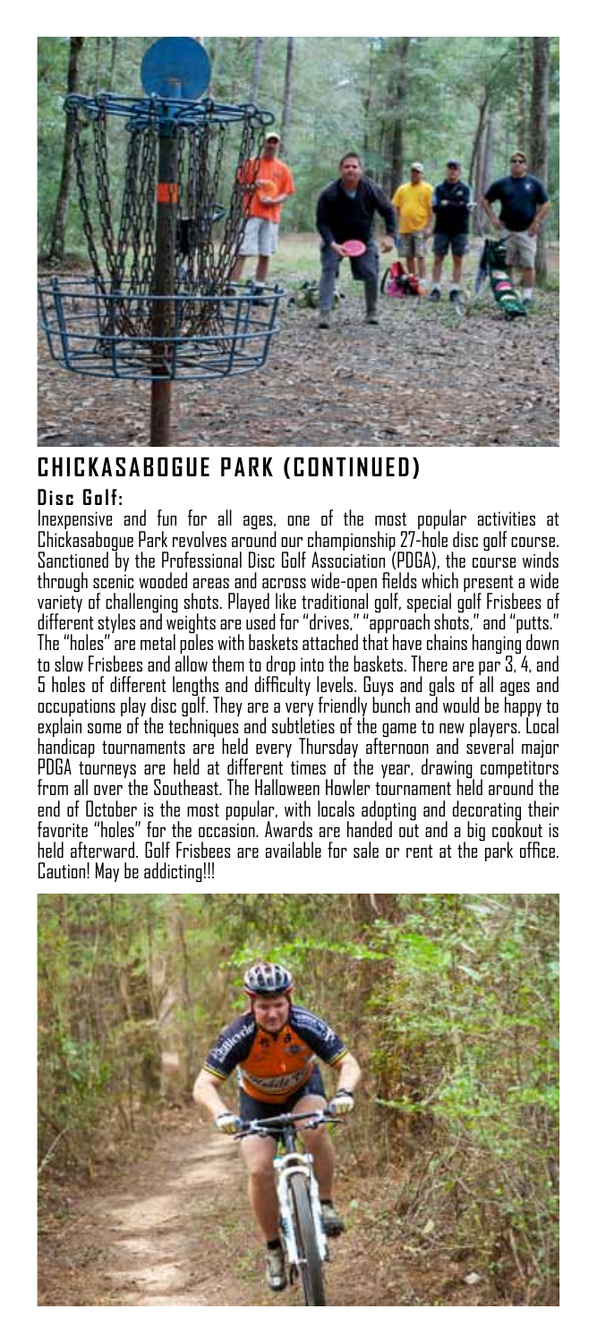## CHICKASABOGUE PARK (CONTINUED)

### Disc Golf:

Inexpensive and fun for all ages, one of the most popular activities at Chickasabogue Park revolves around our championship 27-hole disc golf course. Sanctioned by the Professional Disc Golf Association (PDGA), the course winds through scenic wooded areas and across wide-open fields which present a wide variety of challenging shots. Played like traditional golf, special golf Frisbees of different styles and weights are used for "drives," "approach shots," and "putts." The "holes" are metal poles with baskets attached that have chains hanging down to slow Frisbees and allow them to drop into the baskets. There are par 3, 4, and 5 holes of different lengths and difficulty levels. Guys and gals of all ages and occupations play disc golf. They are a very friendly bunch and would be happy to explain some of the techniques and subtleties of the game to new players. Local handicap tournaments are held every Thursday afternoon and several major PDGA tourneys are held at different times of the year, drawing competitors from all over the Southeast. The Halloween Howler tournament held around the end of October is the most popular, with locals adopting and decorating their favorite "holes" for the occasion. Awards are handed out and a big cookout is held afterward. Golf Frisbees are available for sale or rent at the park office. Caution! May be addicting!!!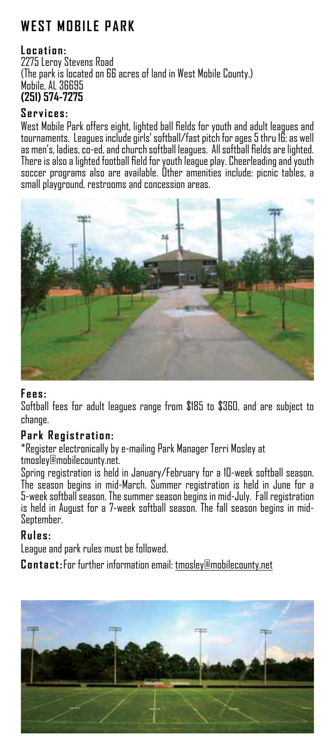# WEST MOBILE PARK

**Location:**
2275 Leroy Stevens Road
(The park is located on 66 acres of land in West Mobile County.)
Mobile, AL 36695
**(251) 574-7275**

**Services:**
West Mobile Park offers eight, lighted ball fields for youth and adult leagues and tournaments. Leagues include girls' softball/fast pitch for ages 5 thru 16; as well as men's, ladies, co-ed, and church softball leagues. All softball fields are lighted. There is also a lighted football field for youth league play. Cheerleading and youth soccer programs also are available. Other amenities include: picnic tables, a small playground, restrooms and concession areas.

**Fees:**
Softball fees for adult leagues range from $185 to $360, and are subject to change.

**Park Registration:**
*Register electronically by e-mailing Park Manager Terri Mosley at tmosley@mobilecounty.net.
Spring registration is held in January/February for a 10-week softball season. The season begins in mid-March. Summer registration is held in June for a 5-week softball season. The summer season begins in mid-July. Fall registration is held in August for a 7-week softball season. The fall season begins in mid-September.

**Rules:**
League and park rules must be followed.

**Contact:** For further information email: tmosley@mobilecounty.net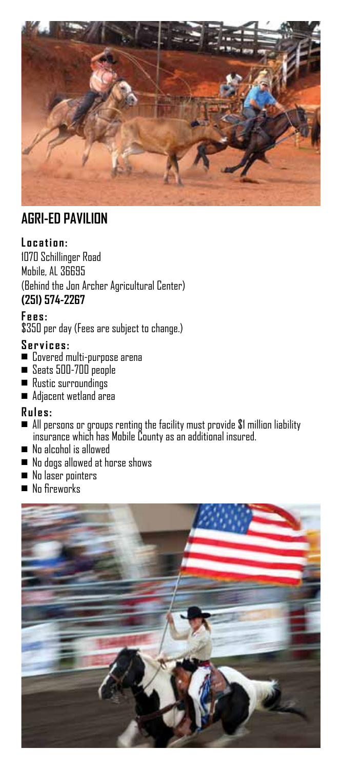## AGRI-ED PAVILION

**Location:**
1070 Schillinger Road
Mobile, AL 36695
(Behind the Jon Archer Agricultural Center)
**(251) 574-2267**

**Fees:**
$350 per day (Fees are subject to change.)

**Services:**
- Covered multi-purpose arena
- Seats 500-700 people
- Rustic surroundings
- Adjacent wetland area

**Rules:**
- All persons or groups renting the facility must provide $1 million liability insurance which has Mobile County as an additional insured.
- No alcohol is allowed
- No dogs allowed at horse shows
- No laser pointers
- No fireworks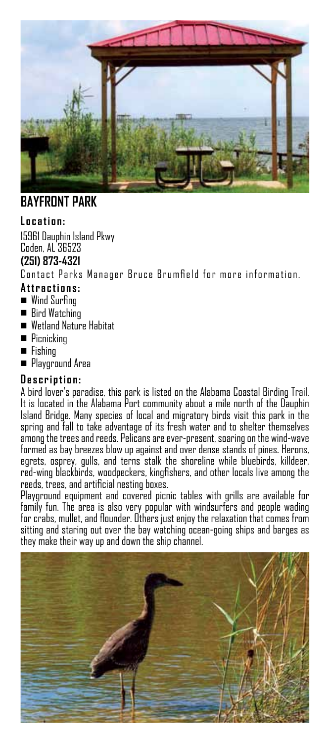## BAYFRONT PARK

**Location:**

15961 Dauphin Island Pkwy
Coden, AL 36523
**(251) 873-4321**

Contact Parks Manager Bruce Brumfield for more information.

**Attractions:**

- Wind Surfing
- Bird Watching
- Wetland Nature Habitat
- Picnicking
- Fishing
- Playground Area

**Description:**

A bird lover's paradise, this park is listed on the Alabama Coastal Birding Trail. It is located in the Alabama Port community about a mile north of the Dauphin Island Bridge. Many species of local and migratory birds visit this park in the spring and fall to take advantage of its fresh water and to shelter themselves among the trees and reeds. Pelicans are ever-present, soaring on the wind-wave formed as bay breezes blow up against and over dense stands of pines. Herons, egrets, osprey, gulls, and terns stalk the shoreline while bluebirds, killdeer, red-wing blackbirds, woodpeckers, kingfishers, and other locals live among the reeds, trees, and artificial nesting boxes.

Playground equipment and covered picnic tables with grills are available for family fun. The area is also very popular with windsurfers and people wading for crabs, mullet, and flounder. Others just enjoy the relaxation that comes from sitting and staring out over the bay watching ocean-going ships and barges as they make their way up and down the ship channel.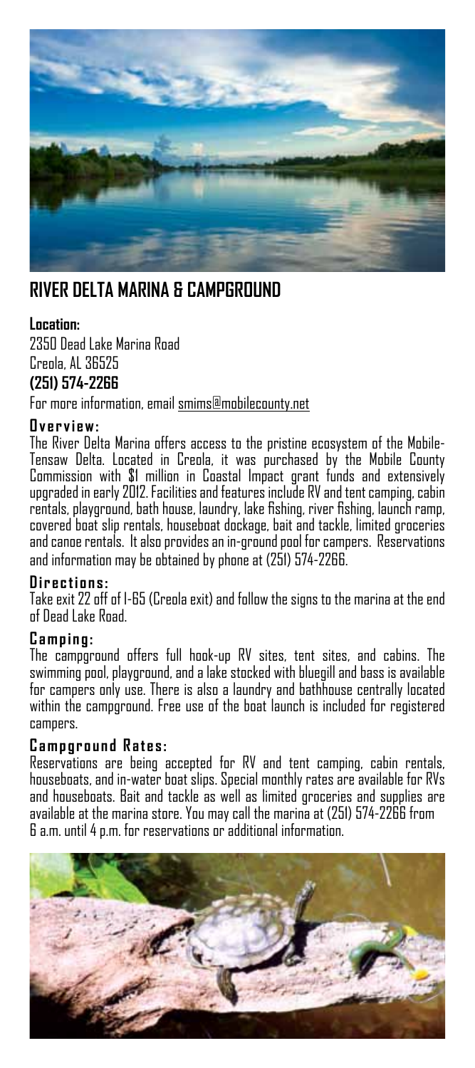## RIVER DELTA MARINA & CAMPGROUND

**Location:**

2350 Dead Lake Marina Road
Creola, AL 36525
**(251) 574-2266**

For more information, email smims@mobilecounty.net

### Overview:

The River Delta Marina offers access to the pristine ecosystem of the Mobile-Tensaw Delta. Located in Creola, it was purchased by the Mobile County Commission with $1 million in Coastal Impact grant funds and extensively upgraded in early 2012. Facilities and features include RV and tent camping, cabin rentals, playground, bath house, laundry, lake fishing, river fishing, launch ramp, covered boat slip rentals, houseboat dockage, bait and tackle, limited groceries and canoe rentals. It also provides an in-ground pool for campers. Reservations and information may be obtained by phone at (251) 574-2266.

### Directions:

Take exit 22 off of I-65 (Creola exit) and follow the signs to the marina at the end of Dead Lake Road.

### Camping:

The campground offers full hook-up RV sites, tent sites, and cabins. The swimming pool, playground, and a lake stocked with bluegill and bass is available for campers only use. There is also a laundry and bathhouse centrally located within the campground. Free use of the boat launch is included for registered campers.

### Campground Rates:

Reservations are being accepted for RV and tent camping, cabin rentals, houseboats, and in-water boat slips. Special monthly rates are available for RVs and houseboats. Bait and tackle as well as limited groceries and supplies are available at the marina store. You may call the marina at (251) 574-2266 from 6 a.m. until 4 p.m. for reservations or additional information.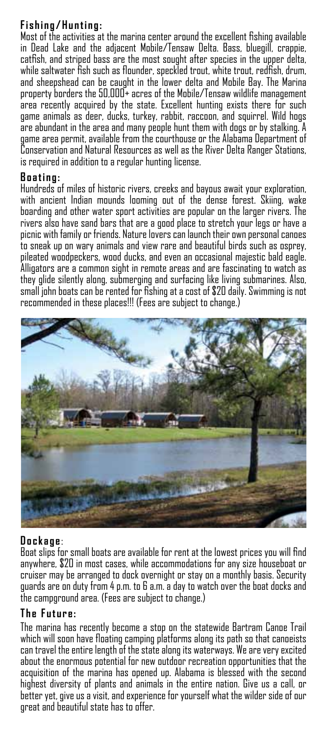## Fishing/Hunting:

Most of the activities at the marina center around the excellent fishing available in Dead Lake and the adjacent Mobile/Tensaw Delta. Bass, bluegill, crappie, catfish, and striped bass are the most sought after species in the upper delta, while saltwater fish such as flounder, speckled trout, white trout, redfish, drum, and sheepshead can be caught in the lower delta and Mobile Bay. The Marina property borders the 50,000+ acres of the Mobile/Tensaw wildlife management area recently acquired by the state. Excellent hunting exists there for such game animals as deer, ducks, turkey, rabbit, raccoon, and squirrel. Wild hogs are abundant in the area and many people hunt them with dogs or by stalking. A game area permit, available from the courthouse or the Alabama Department of Conservation and Natural Resources as well as the River Delta Ranger Stations, is required in addition to a regular hunting license.

## Boating:

Hundreds of miles of historic rivers, creeks and bayous await your exploration, with ancient Indian mounds looming out of the dense forest. Skiing, wake boarding and other water sport activities are popular on the larger rivers. The rivers also have sand bars that are a good place to stretch your legs or have a picnic with family or friends. Nature lovers can launch their own personal canoes to sneak up on wary animals and view rare and beautiful birds such as osprey, pileated woodpeckers, wood ducks, and even an occasional majestic bald eagle. Alligators are a common sight in remote areas and are fascinating to watch as they glide silently along, submerging and surfacing like living submarines. Also, small john boats can be rented for fishing at a cost of $20 daily. Swimming is not recommended in these places!!! (Fees are subject to change.)

## Dockage:

Boat slips for small boats are available for rent at the lowest prices you will find anywhere, $20 in most cases, while accommodations for any size houseboat or cruiser may be arranged to dock overnight or stay on a monthly basis. Security guards are on duty from 4 p.m. to 6 a.m. a day to watch over the boat docks and the campground area. (Fees are subject to change.)

## The Future:

The marina has recently become a stop on the statewide Bartram Canoe Trail which will soon have floating camping platforms along its path so that canoeists can travel the entire length of the state along its waterways. We are very excited about the enormous potential for new outdoor recreation opportunities that the acquisition of the marina has opened up. Alabama is blessed with the second highest diversity of plants and animals in the entire nation. Give us a call, or better yet, give us a visit, and experience for yourself what the wilder side of our great and beautiful state has to offer.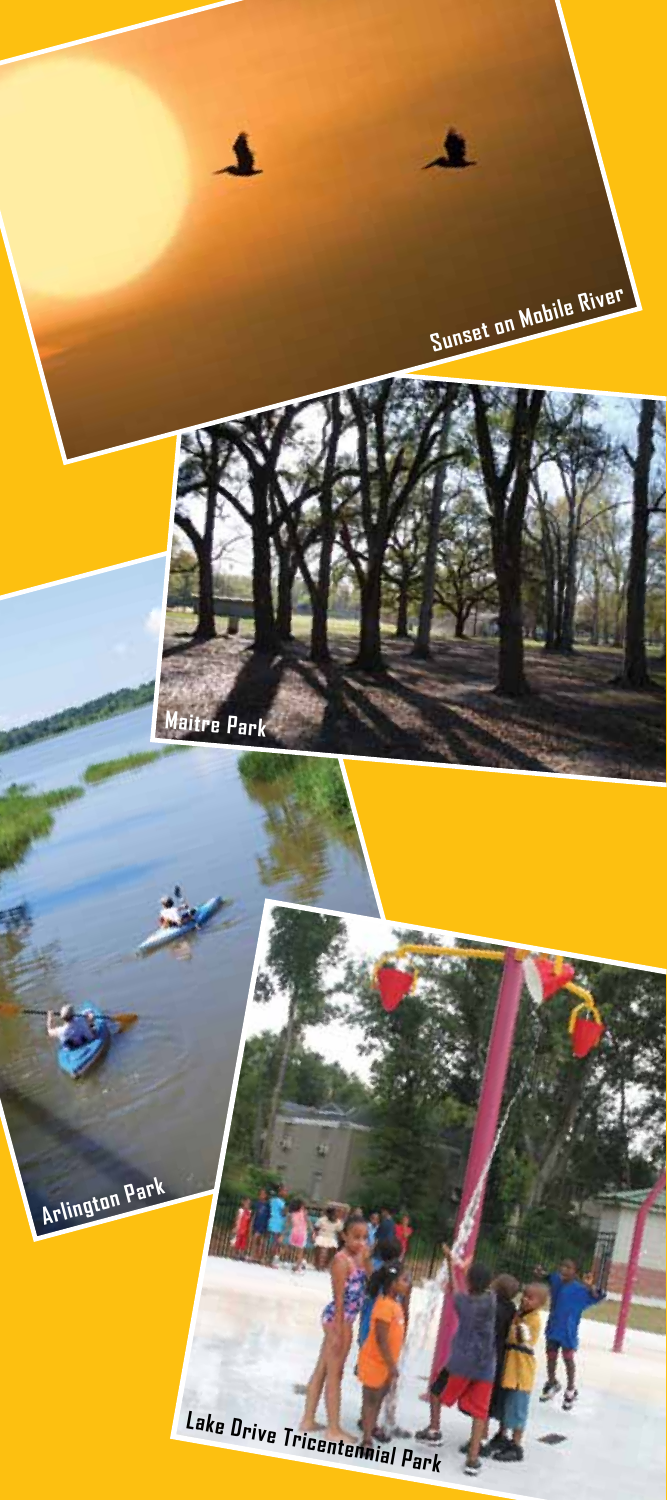Sunset on Mobile River

Maitre Park

Arlington Park

Lake Drive Tricentennial Park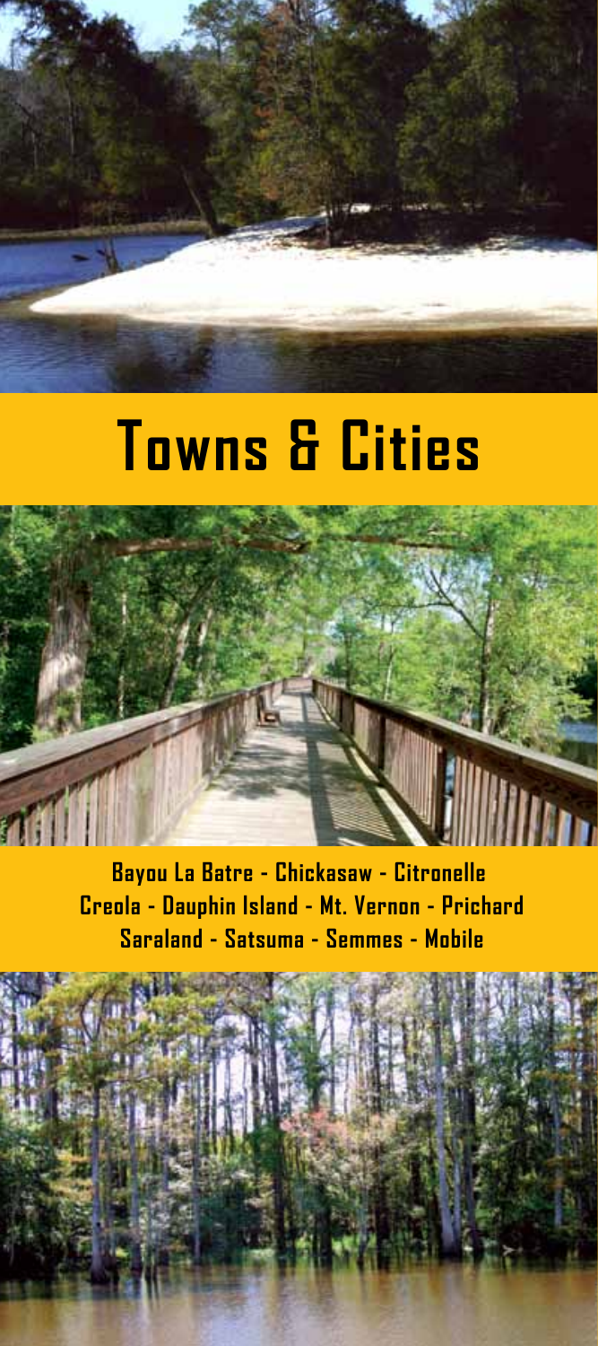# Towns & Cities

**Bayou La Batre - Chickasaw - Citronelle
Creola - Dauphin Island - Mt. Vernon - Prichard
Saraland - Satsuma - Semmes - Mobile**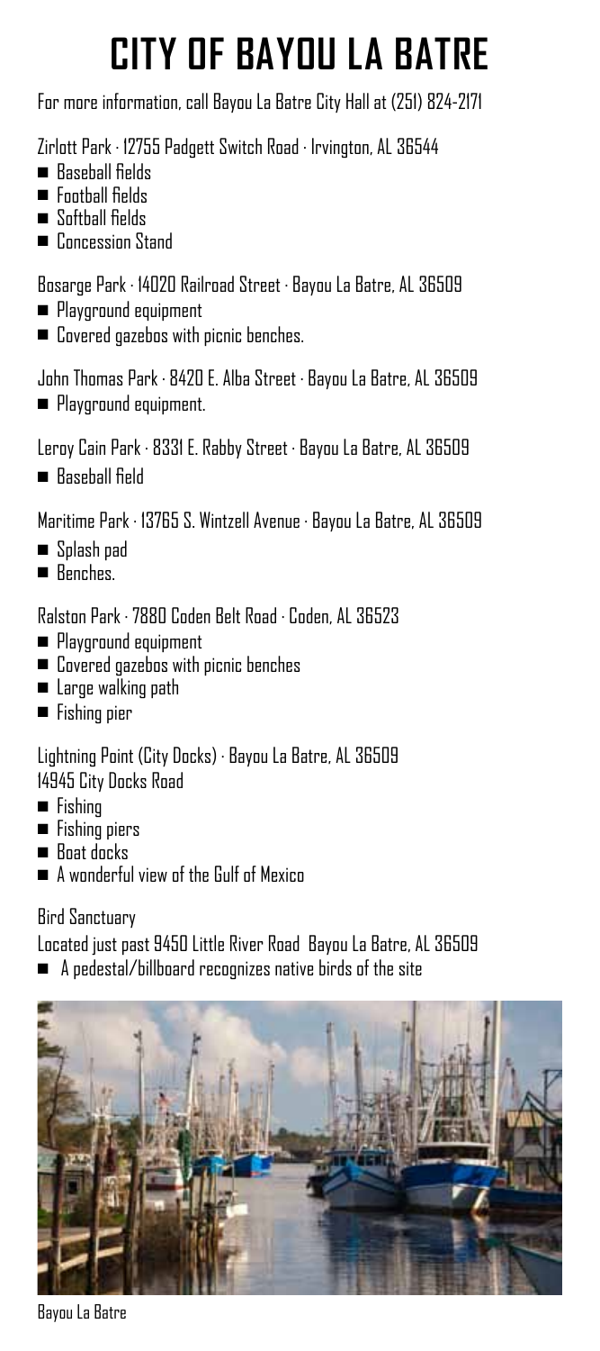# CITY OF BAYOU LA BATRE

For more information, call Bayou La Batre City Hall at (251) 824-2171

Zirlott Park · 12755 Padgett Switch Road · Irvington, AL 36544

- Baseball fields
- Football fields
- Softball fields
- Concession Stand

Bosarge Park · 14020 Railroad Street · Bayou La Batre, AL 36509

- Playground equipment
- Covered gazebos with picnic benches.

John Thomas Park · 8420 E. Alba Street · Bayou La Batre, AL 36509

- Playground equipment.

Leroy Cain Park · 8331 E. Rabby Street · Bayou La Batre, AL 36509

- Baseball field

Maritime Park · 13765 S. Wintzell Avenue · Bayou La Batre, AL 36509

- Splash pad
- Benches.

Ralston Park · 7880 Coden Belt Road · Coden, AL 36523

- Playground equipment
- Covered gazebos with picnic benches
- Large walking path
- Fishing pier

Lightning Point (City Docks) · Bayou La Batre, AL 36509
14945 City Docks Road

- Fishing
- Fishing piers
- Boat docks
- A wonderful view of the Gulf of Mexico

Bird Sanctuary

Located just past 9450 Little River Road Bayou La Batre, AL 36509

- A pedestal/billboard recognizes native birds of the site

Bayou La Batre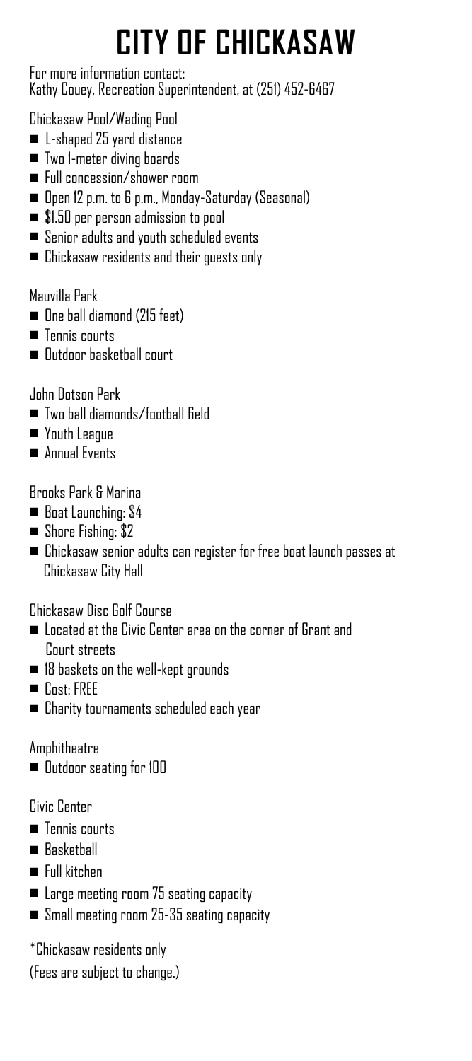# CITY OF CHICKASAW

For more information contact:
Kathy Couey, Recreation Superintendent, at (251) 452-6467

Chickasaw Pool/Wading Pool

- L-shaped 25 yard distance
- Two 1-meter diving boards
- Full concession/shower room
- Open 12 p.m. to 6 p.m., Monday-Saturday (Seasonal)
- $1.50 per person admission to pool
- Senior adults and youth scheduled events
- Chickasaw residents and their guests only

Mauvilla Park

- One ball diamond (215 feet)
- Tennis courts
- Outdoor basketball court

John Dotson Park

- Two ball diamonds/football field
- Youth League
- Annual Events

Brooks Park & Marina

- Boat Launching: $4
- Shore Fishing: $2
- Chickasaw senior adults can register for free boat launch passes at Chickasaw City Hall

Chickasaw Disc Golf Course

- Located at the Civic Center area on the corner of Grant and Court streets
- 18 baskets on the well-kept grounds
- Cost: FREE
- Charity tournaments scheduled each year

Amphitheatre

- Outdoor seating for 100

Civic Center

- Tennis courts
- Basketball
- Full kitchen
- Large meeting room 75 seating capacity
- Small meeting room 25-35 seating capacity

*Chickasaw residents only

(Fees are subject to change.)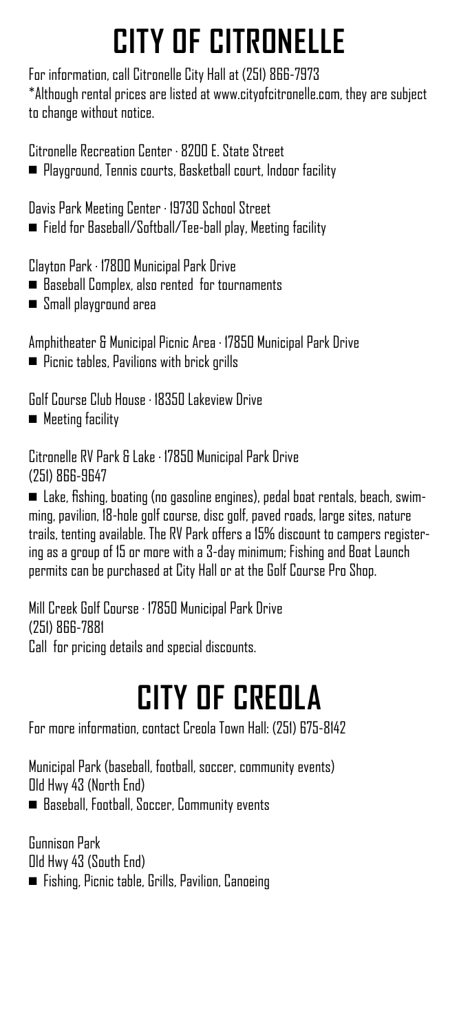# CITY OF CITRONELLE

For information, call Citronelle City Hall at (251) 866-7973
*Although rental prices are listed at www.cityofcitronelle.com, they are subject to change without notice.

Citronelle Recreation Center · 8200 E. State Street

- Playground, Tennis courts, Basketball court, Indoor facility

Davis Park Meeting Center · 19730 School Street

- Field for Baseball/Softball/Tee-ball play, Meeting facility

Clayton Park · 17800 Municipal Park Drive

- Baseball Complex, also rented for tournaments
- Small playground area

Amphitheater & Municipal Picnic Area · 17850 Municipal Park Drive

- Picnic tables, Pavilions with brick grills

Golf Course Club House · 18350 Lakeview Drive

- Meeting facility

Citronelle RV Park & Lake · 17850 Municipal Park Drive
(251) 866-9647

- Lake, fishing, boating (no gasoline engines), pedal boat rentals, beach, swimming, pavilion, 18-hole golf course, disc golf, paved roads, large sites, nature trails, tenting available. The RV Park offers a 15% discount to campers registering as a group of 15 or more with a 3-day minimum; Fishing and Boat Launch permits can be purchased at City Hall or at the Golf Course Pro Shop.

Mill Creek Golf Course · 17850 Municipal Park Drive
(251) 866-7881
Call for pricing details and special discounts.

# CITY OF CREOLA

For more information, contact Creola Town Hall: (251) 675-8142

Municipal Park (baseball, football, soccer, community events)
Old Hwy 43 (North End)

- Baseball, Football, Soccer, Community events

Gunnison Park
Old Hwy 43 (South End)

- Fishing, Picnic table, Grills, Pavilion, Canoeing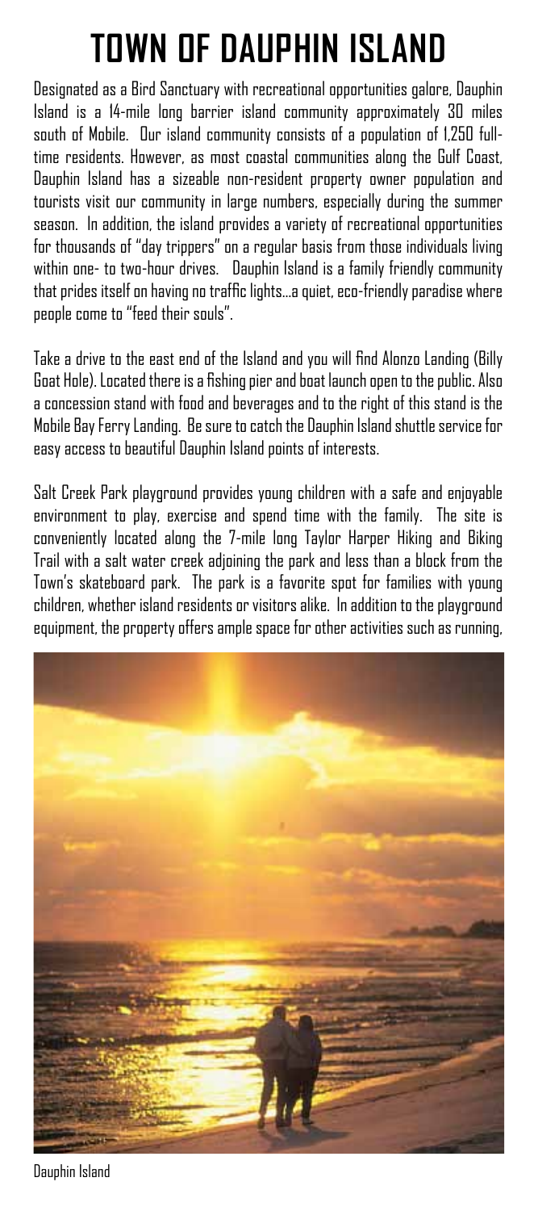# TOWN OF DAUPHIN ISLAND

Designated as a Bird Sanctuary with recreational opportunities galore, Dauphin Island is a 14-mile long barrier island community approximately 30 miles south of Mobile. Our island community consists of a population of 1,250 full-time residents. However, as most coastal communities along the Gulf Coast, Dauphin Island has a sizeable non-resident property owner population and tourists visit our community in large numbers, especially during the summer season. In addition, the island provides a variety of recreational opportunities for thousands of "day trippers" on a regular basis from those individuals living within one- to two-hour drives. Dauphin Island is a family friendly community that prides itself on having no traffic lights…a quiet, eco-friendly paradise where people come to "feed their souls".

Take a drive to the east end of the Island and you will find Alonzo Landing (Billy Goat Hole). Located there is a fishing pier and boat launch open to the public. Also a concession stand with food and beverages and to the right of this stand is the Mobile Bay Ferry Landing. Be sure to catch the Dauphin Island shuttle service for easy access to beautiful Dauphin Island points of interests.

Salt Creek Park playground provides young children with a safe and enjoyable environment to play, exercise and spend time with the family. The site is conveniently located along the 7-mile long Taylor Harper Hiking and Biking Trail with a salt water creek adjoining the park and less than a block from the Town's skateboard park. The park is a favorite spot for families with young children, whether island residents or visitors alike. In addition to the playground equipment, the property offers ample space for other activities such as running,

Dauphin Island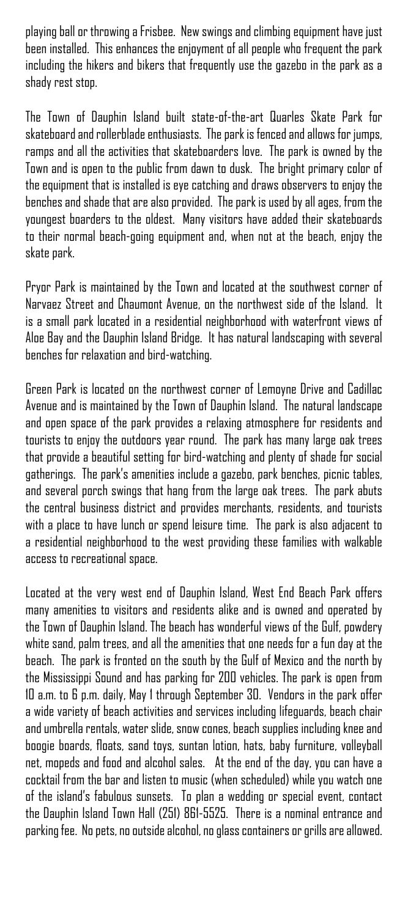playing ball or throwing a Frisbee. New swings and climbing equipment have just been installed. This enhances the enjoyment of all people who frequent the park including the hikers and bikers that frequently use the gazebo in the park as a shady rest stop.

The Town of Dauphin Island built state-of-the-art Quarles Skate Park for skateboard and rollerblade enthusiasts. The park is fenced and allows for jumps, ramps and all the activities that skateboarders love. The park is owned by the Town and is open to the public from dawn to dusk. The bright primary color of the equipment that is installed is eye catching and draws observers to enjoy the benches and shade that are also provided. The park is used by all ages, from the youngest boarders to the oldest. Many visitors have added their skateboards to their normal beach-going equipment and, when not at the beach, enjoy the skate park.

Pryor Park is maintained by the Town and located at the southwest corner of Narvaez Street and Chaumont Avenue, on the northwest side of the Island. It is a small park located in a residential neighborhood with waterfront views of Aloe Bay and the Dauphin Island Bridge. It has natural landscaping with several benches for relaxation and bird-watching.

Green Park is located on the northwest corner of Lemoyne Drive and Cadillac Avenue and is maintained by the Town of Dauphin Island. The natural landscape and open space of the park provides a relaxing atmosphere for residents and tourists to enjoy the outdoors year round. The park has many large oak trees that provide a beautiful setting for bird-watching and plenty of shade for social gatherings. The park's amenities include a gazebo, park benches, picnic tables, and several porch swings that hang from the large oak trees. The park abuts the central business district and provides merchants, residents, and tourists with a place to have lunch or spend leisure time. The park is also adjacent to a residential neighborhood to the west providing these families with walkable access to recreational space.

Located at the very west end of Dauphin Island, West End Beach Park offers many amenities to visitors and residents alike and is owned and operated by the Town of Dauphin Island. The beach has wonderful views of the Gulf, powdery white sand, palm trees, and all the amenities that one needs for a fun day at the beach. The park is fronted on the south by the Gulf of Mexico and the north by the Mississippi Sound and has parking for 200 vehicles. The park is open from 10 a.m. to 6 p.m. daily, May 1 through September 30. Vendors in the park offer a wide variety of beach activities and services including lifeguards, beach chair and umbrella rentals, water slide, snow cones, beach supplies including knee and boogie boards, floats, sand toys, suntan lotion, hats, baby furniture, volleyball net, mopeds and food and alcohol sales. At the end of the day, you can have a cocktail from the bar and listen to music (when scheduled) while you watch one of the island's fabulous sunsets. To plan a wedding or special event, contact the Dauphin Island Town Hall (251) 861-5525. There is a nominal entrance and parking fee. No pets, no outside alcohol, no glass containers or grills are allowed.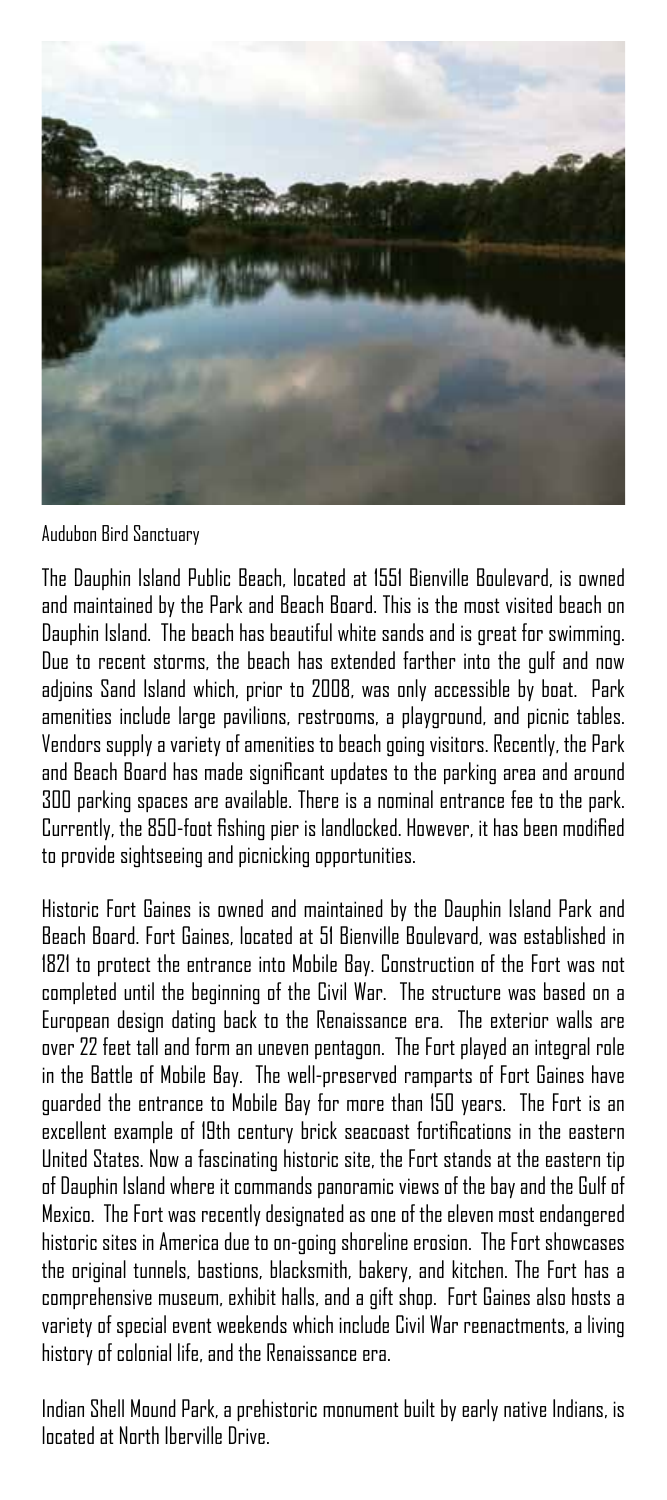Audubon Bird Sanctuary

The Dauphin Island Public Beach, located at 1551 Bienville Boulevard, is owned and maintained by the Park and Beach Board. This is the most visited beach on Dauphin Island. The beach has beautiful white sands and is great for swimming. Due to recent storms, the beach has extended farther into the gulf and now adjoins Sand Island which, prior to 2008, was only accessible by boat. Park amenities include large pavilions, restrooms, a playground, and picnic tables. Vendors supply a variety of amenities to beach going visitors. Recently, the Park and Beach Board has made significant updates to the parking area and around 300 parking spaces are available. There is a nominal entrance fee to the park. Currently, the 850-foot fishing pier is landlocked. However, it has been modified to provide sightseeing and picnicking opportunities.

Historic Fort Gaines is owned and maintained by the Dauphin Island Park and Beach Board. Fort Gaines, located at 51 Bienville Boulevard, was established in 1821 to protect the entrance into Mobile Bay. Construction of the Fort was not completed until the beginning of the Civil War. The structure was based on a European design dating back to the Renaissance era. The exterior walls are over 22 feet tall and form an uneven pentagon. The Fort played an integral role in the Battle of Mobile Bay. The well-preserved ramparts of Fort Gaines have guarded the entrance to Mobile Bay for more than 150 years. The Fort is an excellent example of 19th century brick seacoast fortifications in the eastern United States. Now a fascinating historic site, the Fort stands at the eastern tip of Dauphin Island where it commands panoramic views of the bay and the Gulf of Mexico. The Fort was recently designated as one of the eleven most endangered historic sites in America due to on-going shoreline erosion. The Fort showcases the original tunnels, bastions, blacksmith, bakery, and kitchen. The Fort has a comprehensive museum, exhibit halls, and a gift shop. Fort Gaines also hosts a variety of special event weekends which include Civil War reenactments, a living history of colonial life, and the Renaissance era.

Indian Shell Mound Park, a prehistoric monument built by early native Indians, is located at North Iberville Drive.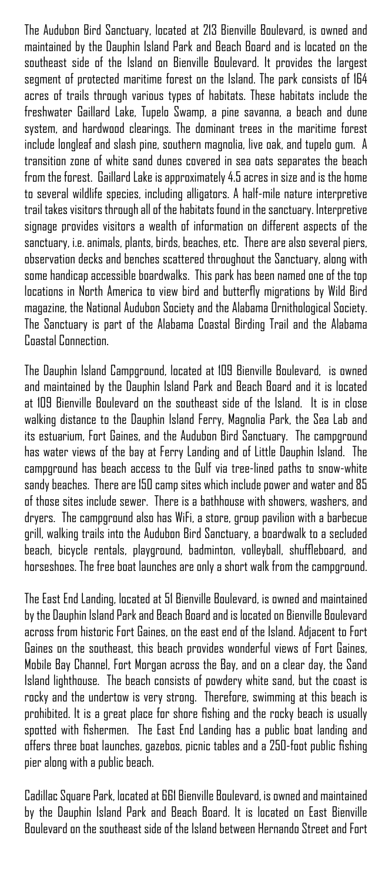The Audubon Bird Sanctuary, located at 213 Bienville Boulevard, is owned and maintained by the Dauphin Island Park and Beach Board and is located on the southeast side of the Island on Bienville Boulevard. It provides the largest segment of protected maritime forest on the Island. The park consists of 164 acres of trails through various types of habitats. These habitats include the freshwater Gaillard Lake, Tupelo Swamp, a pine savanna, a beach and dune system, and hardwood clearings. The dominant trees in the maritime forest include longleaf and slash pine, southern magnolia, live oak, and tupelo gum. A transition zone of white sand dunes covered in sea oats separates the beach from the forest. Gaillard Lake is approximately 4.5 acres in size and is the home to several wildlife species, including alligators. A half-mile nature interpretive trail takes visitors through all of the habitats found in the sanctuary. Interpretive signage provides visitors a wealth of information on different aspects of the sanctuary, i.e. animals, plants, birds, beaches, etc. There are also several piers, observation decks and benches scattered throughout the Sanctuary, along with some handicap accessible boardwalks. This park has been named one of the top locations in North America to view bird and butterfly migrations by Wild Bird magazine, the National Audubon Society and the Alabama Ornithological Society. The Sanctuary is part of the Alabama Coastal Birding Trail and the Alabama Coastal Connection.

The Dauphin Island Campground, located at 109 Bienville Boulevard, is owned and maintained by the Dauphin Island Park and Beach Board and it is located at 109 Bienville Boulevard on the southeast side of the Island. It is in close walking distance to the Dauphin Island Ferry, Magnolia Park, the Sea Lab and its estuarium, Fort Gaines, and the Audubon Bird Sanctuary. The campground has water views of the bay at Ferry Landing and of Little Dauphin Island. The campground has beach access to the Gulf via tree-lined paths to snow-white sandy beaches. There are 150 camp sites which include power and water and 85 of those sites include sewer. There is a bathhouse with showers, washers, and dryers. The campground also has WiFi, a store, group pavilion with a barbecue grill, walking trails into the Audubon Bird Sanctuary, a boardwalk to a secluded beach, bicycle rentals, playground, badminton, volleyball, shuffleboard, and horseshoes. The free boat launches are only a short walk from the campground.

The East End Landing, located at 51 Bienville Boulevard, is owned and maintained by the Dauphin Island Park and Beach Board and is located on Bienville Boulevard across from historic Fort Gaines, on the east end of the Island. Adjacent to Fort Gaines on the southeast, this beach provides wonderful views of Fort Gaines, Mobile Bay Channel, Fort Morgan across the Bay, and on a clear day, the Sand Island lighthouse. The beach consists of powdery white sand, but the coast is rocky and the undertow is very strong. Therefore, swimming at this beach is prohibited. It is a great place for shore fishing and the rocky beach is usually spotted with fishermen. The East End Landing has a public boat landing and offers three boat launches, gazebos, picnic tables and a 250-foot public fishing pier along with a public beach.

Cadillac Square Park, located at 661 Bienville Boulevard, is owned and maintained by the Dauphin Island Park and Beach Board. It is located on East Bienville Boulevard on the southeast side of the Island between Hernando Street and Fort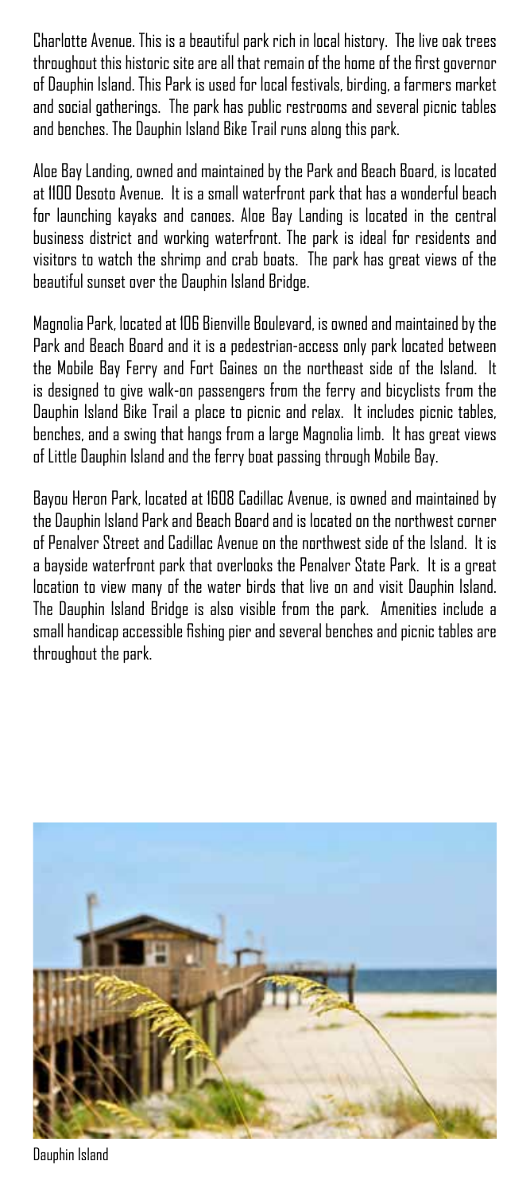Charlotte Avenue. This is a beautiful park rich in local history. The live oak trees throughout this historic site are all that remain of the home of the first governor of Dauphin Island. This Park is used for local festivals, birding, a farmers market and social gatherings. The park has public restrooms and several picnic tables and benches. The Dauphin Island Bike Trail runs along this park.

Aloe Bay Landing, owned and maintained by the Park and Beach Board, is located at 1100 Desoto Avenue. It is a small waterfront park that has a wonderful beach for launching kayaks and canoes. Aloe Bay Landing is located in the central business district and working waterfront. The park is ideal for residents and visitors to watch the shrimp and crab boats. The park has great views of the beautiful sunset over the Dauphin Island Bridge.

Magnolia Park, located at 106 Bienville Boulevard, is owned and maintained by the Park and Beach Board and it is a pedestrian-access only park located between the Mobile Bay Ferry and Fort Gaines on the northeast side of the Island. It is designed to give walk-on passengers from the ferry and bicyclists from the Dauphin Island Bike Trail a place to picnic and relax. It includes picnic tables, benches, and a swing that hangs from a large Magnolia limb. It has great views of Little Dauphin Island and the ferry boat passing through Mobile Bay.

Bayou Heron Park, located at 1608 Cadillac Avenue, is owned and maintained by the Dauphin Island Park and Beach Board and is located on the northwest corner of Penalver Street and Cadillac Avenue on the northwest side of the Island. It is a bayside waterfront park that overlooks the Penalver State Park. It is a great location to view many of the water birds that live on and visit Dauphin Island. The Dauphin Island Bridge is also visible from the park. Amenities include a small handicap accessible fishing pier and several benches and picnic tables are throughout the park.

Dauphin Island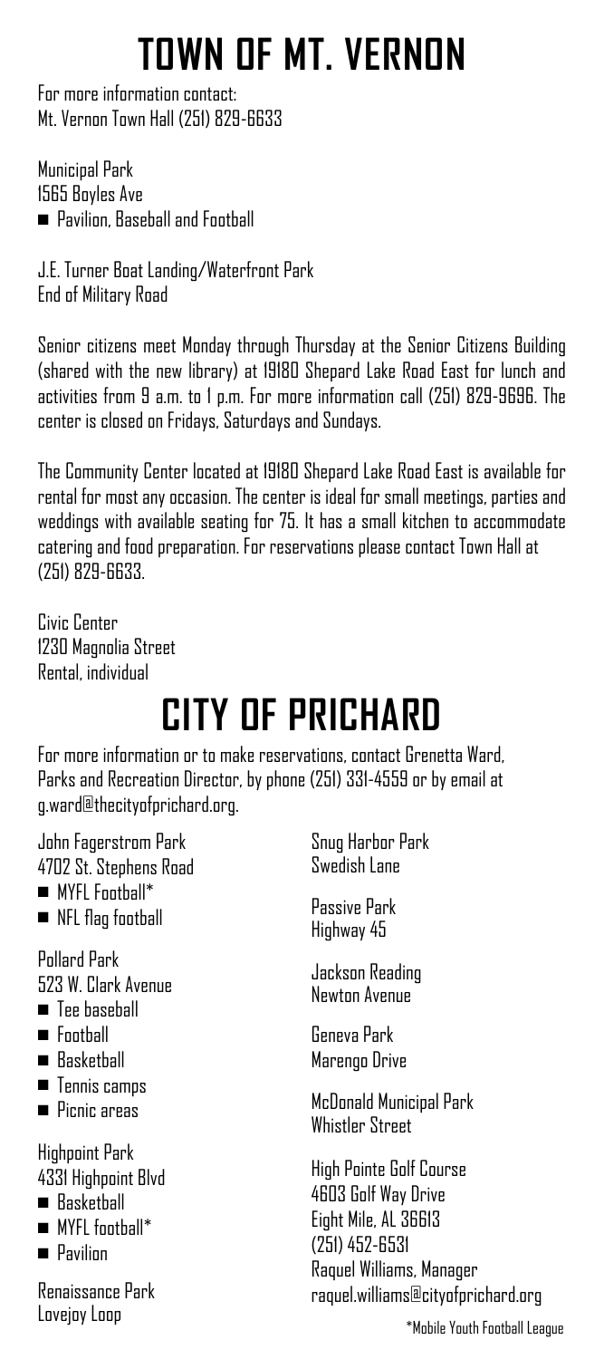# TOWN OF MT. VERNON

For more information contact:
Mt. Vernon Town Hall (251) 829-6633

Municipal Park
1565 Boyles Ave

- Pavilion, Baseball and Football

J.E. Turner Boat Landing/Waterfront Park
End of Military Road

Senior citizens meet Monday through Thursday at the Senior Citizens Building (shared with the new library) at 19180 Shepard Lake Road East for lunch and activities from 9 a.m. to 1 p.m. For more information call (251) 829-9696. The center is closed on Fridays, Saturdays and Sundays.

The Community Center located at 19180 Shepard Lake Road East is available for rental for most any occasion. The center is ideal for small meetings, parties and weddings with available seating for 75. It has a small kitchen to accommodate catering and food preparation. For reservations please contact Town Hall at (251) 829-6633.

Civic Center
1230 Magnolia Street
Rental, individual

# CITY OF PRICHARD

For more information or to make reservations, contact Grenetta Ward, Parks and Recreation Director, by phone (251) 331-4559 or by email at g.ward@thecityofprichard.org.

John Fagerstrom Park
4702 St. Stephens Road

- MYFL Football*
- NFL flag football

Pollard Park
523 W. Clark Avenue

- Tee baseball
- Football
- Basketball
- Tennis camps
- Picnic areas

Highpoint Park
4331 Highpoint Blvd

- Basketball
- MYFL football*
- Pavilion

Renaissance Park
Lovejoy Loop

Snug Harbor Park
Swedish Lane

Passive Park
Highway 45

Jackson Reading
Newton Avenue

Geneva Park
Marengo Drive

McDonald Municipal Park
Whistler Street

High Pointe Golf Course
4603 Golf Way Drive
Eight Mile, AL 36613
(251) 452-6531
Raquel Williams, Manager
raquel.williams@cityofprichard.org

*Mobile Youth Football League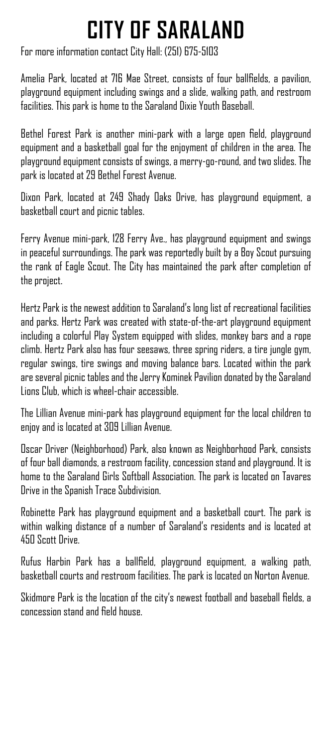# CITY OF SARALAND

For more information contact City Hall: (251) 675-5103

Amelia Park, located at 716 Mae Street, consists of four ballfields, a pavilion, playground equipment including swings and a slide, walking path, and restroom facilities. This park is home to the Saraland Dixie Youth Baseball.

Bethel Forest Park is another mini-park with a large open field, playground equipment and a basketball goal for the enjoyment of children in the area. The playground equipment consists of swings, a merry-go-round, and two slides. The park is located at 29 Bethel Forest Avenue.

Dixon Park, located at 249 Shady Oaks Drive, has playground equipment, a basketball court and picnic tables.

Ferry Avenue mini-park, 128 Ferry Ave., has playground equipment and swings in peaceful surroundings. The park was reportedly built by a Boy Scout pursuing the rank of Eagle Scout. The City has maintained the park after completion of the project.

Hertz Park is the newest addition to Saraland's long list of recreational facilities and parks. Hertz Park was created with state-of-the-art playground equipment including a colorful Play System equipped with slides, monkey bars and a rope climb. Hertz Park also has four seesaws, three spring riders, a tire jungle gym, regular swings, tire swings and moving balance bars. Located within the park are several picnic tables and the Jerry Kominek Pavilion donated by the Saraland Lions Club, which is wheel-chair accessible.

The Lillian Avenue mini-park has playground equipment for the local children to enjoy and is located at 309 Lillian Avenue.

Oscar Driver (Neighborhood) Park, also known as Neighborhood Park, consists of four ball diamonds, a restroom facility, concession stand and playground. It is home to the Saraland Girls Softball Association. The park is located on Tavares Drive in the Spanish Trace Subdivision.

Robinette Park has playground equipment and a basketball court. The park is within walking distance of a number of Saraland's residents and is located at 450 Scott Drive.

Rufus Harbin Park has a ballfield, playground equipment, a walking path, basketball courts and restroom facilities. The park is located on Norton Avenue.

Skidmore Park is the location of the city's newest football and baseball fields, a concession stand and field house.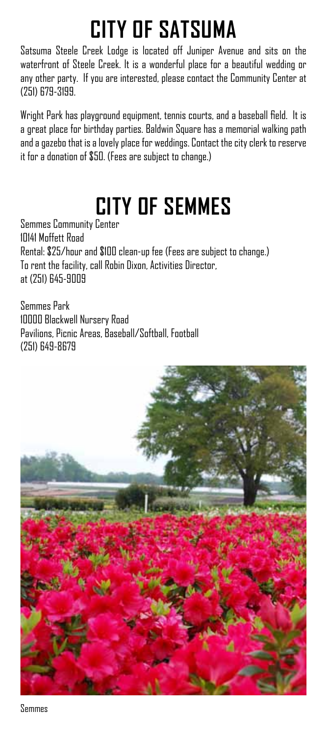# CITY OF SATSUMA

Satsuma Steele Creek Lodge is located off Juniper Avenue and sits on the waterfront of Steele Creek. It is a wonderful place for a beautiful wedding or any other party. If you are interested, please contact the Community Center at (251) 679-3199.

Wright Park has playground equipment, tennis courts, and a baseball field. It is a great place for birthday parties. Baldwin Square has a memorial walking path and a gazebo that is a lovely place for weddings. Contact the city clerk to reserve it for a donation of $50. (Fees are subject to change.)

# CITY OF SEMMES

Semmes Community Center
10141 Moffett Road
Rental: $25/hour and $100 clean-up fee (Fees are subject to change.)
To rent the facility, call Robin Dixon, Activities Director,
at (251) 645-9009

Semmes Park
10000 Blackwell Nursery Road
Pavilions, Picnic Areas, Baseball/Softball, Football
(251) 649-8679

Semmes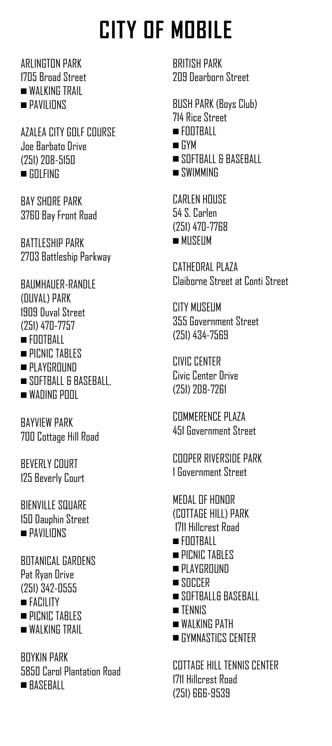# CITY OF MOBILE

ARLINGTON PARK
1705 Broad Street
- WALKING TRAIL
- PAVILIONS

AZALEA CITY GOLF COURSE
Joe Barbato Drive
(251) 208-5150
- GOLFING

BAY SHORE PARK
3760 Bay Front Road

BATTLESHIP PARK
2703 Battleship Parkway

BAUMHAUER-RANDLE (DUVAL) PARK
1909 Duval Street
(251) 470-7757
- FOOTBALL
- PICNIC TABLES
- PLAYGROUND
- SOFTBALL & BASEBALL,
- WADING POOL

BAYVIEW PARK
700 Cottage Hill Road

BEVERLY COURT
125 Beverly Court

BIENVILLE SQUARE
150 Dauphin Street
- PAVILIONS

BOTANICAL GARDENS
Pat Ryan Drive
(251) 342-0555
- FACILITY
- PICNIC TABLES
- WALKING TRAIL

BOYKIN PARK
5850 Carol Plantation Road
- BASEBALL

BRITISH PARK
209 Dearborn Street

BUSH PARK (Boys Club)
714 Rice Street
- FOOTBALL
- GYM
- SOFTBALL & BASEBALL
- SWIMMING

CARLEN HOUSE
54 S. Carlen
(251) 470-7768
- MUSEUM

CATHEDRAL PLAZA
Claiborne Street at Conti Street

CITY MUSEUM
355 Government Street
(251) 434-7569

CIVIC CENTER
Civic Center Drive
(251) 208-7261

COMMERENCE PLAZA
451 Government Street

COOPER RIVERSIDE PARK
1 Government Street

MEDAL OF HONOR (COTTAGE HILL) PARK
1711 Hillcrest Road
- FOOTBALL
- PICNIC TABLES
- PLAYGROUND
- SOCCER
- SOFTBALL& BASEBALL
- TENNIS
- WALKING PATH
- GYMNASTICS CENTER

COTTAGE HILL TENNIS CENTER
1711 Hillcrest Road
(251) 666-9539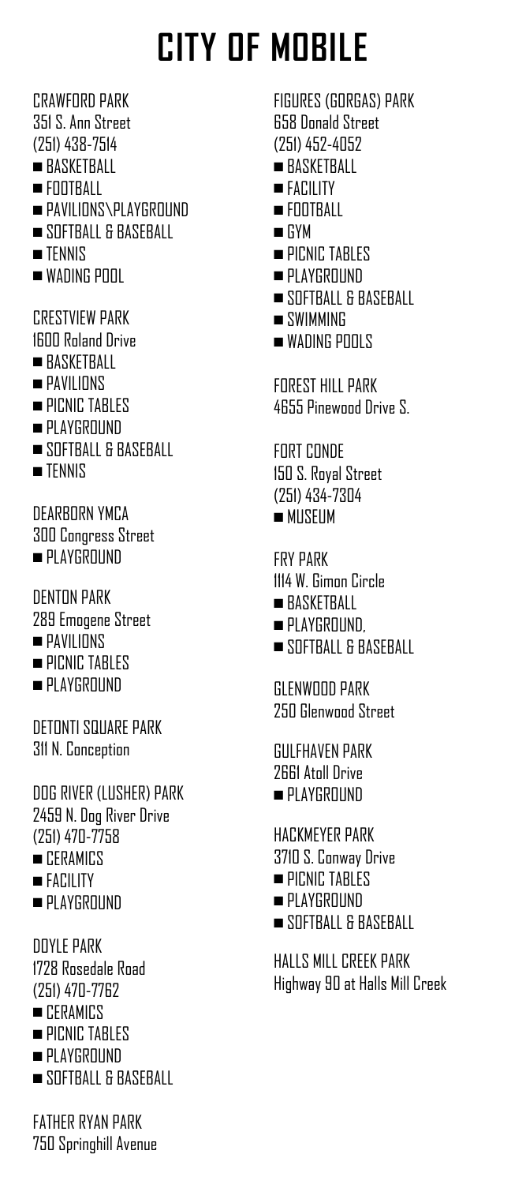# CITY OF MOBILE

CRAWFORD PARK
351 S. Ann Street
(251) 438-7514

- BASKETBALL
- FOOTBALL
- PAVILIONS\PLAYGROUND
- SOFTBALL & BASEBALL
- TENNIS
- WADING POOL

CRESTVIEW PARK
1600 Roland Drive

- BASKETBALL
- PAVILIONS
- PICNIC TABLES
- PLAYGROUND
- SOFTBALL & BASEBALL
- TENNIS

DEARBORN YMCA
300 Congress Street

- PLAYGROUND

DENTON PARK
289 Emogene Street

- PAVILIONS
- PICNIC TABLES
- PLAYGROUND

DETONTI SQUARE PARK
311 N. Conception

DOG RIVER (LUSHER) PARK
2459 N. Dog River Drive
(251) 470-7758

- CERAMICS
- FACILITY
- PLAYGROUND

DOYLE PARK
1728 Rosedale Road
(251) 470-7762

- CERAMICS
- PICNIC TABLES
- PLAYGROUND
- SOFTBALL & BASEBALL

FATHER RYAN PARK
750 Springhill Avenue

FIGURES (GORGAS) PARK
658 Donald Street
(251) 452-4052

- BASKETBALL
- FACILITY
- FOOTBALL
- GYM
- PICNIC TABLES
- PLAYGROUND
- SOFTBALL & BASEBALL
- SWIMMING
- WADING POOLS

FOREST HILL PARK
4655 Pinewood Drive S.

FORT CONDE
150 S. Royal Street
(251) 434-7304

- MUSEUM

FRY PARK
1114 W. Gimon Circle

- BASKETBALL
- PLAYGROUND,
- SOFTBALL & BASEBALL

GLENWOOD PARK
250 Glenwood Street

GULFHAVEN PARK
2661 Atoll Drive

- PLAYGROUND

HACKMEYER PARK
3710 S. Conway Drive

- PICNIC TABLES
- PLAYGROUND
- SOFTBALL & BASEBALL

HALLS MILL CREEK PARK
Highway 90 at Halls Mill Creek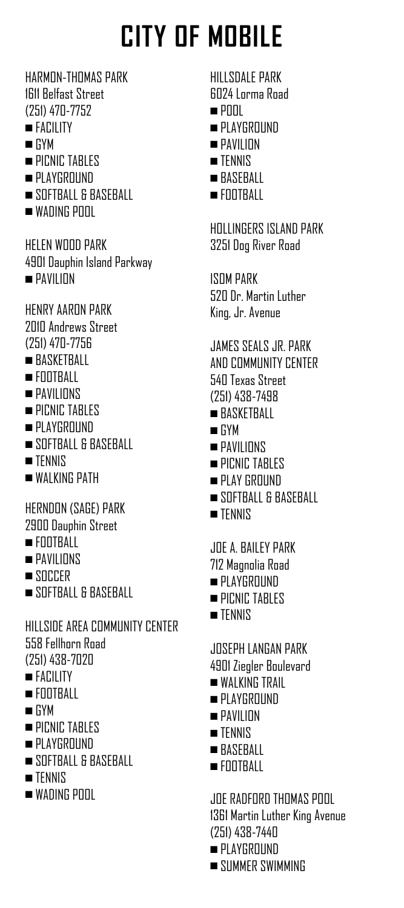# CITY OF MOBILE

HARMON-THOMAS PARK
1611 Belfast Street
(251) 470-7752
- FACILITY
- GYM
- PICNIC TABLES
- PLAYGROUND
- SOFTBALL & BASEBALL
- WADING POOL

HELEN WOOD PARK
4901 Dauphin Island Parkway
- PAVILION

HENRY AARON PARK
2010 Andrews Street
(251) 470-7756
- BASKETBALL
- FOOTBALL
- PAVILIONS
- PICNIC TABLES
- PLAYGROUND
- SOFTBALL & BASEBALL
- TENNIS
- WALKING PATH

HERNDON (SAGE) PARK
2900 Dauphin Street
- FOOTBALL
- PAVILIONS
- SOCCER
- SOFTBALL & BASEBALL

HILLSIDE AREA COMMUNITY CENTER
558 Fellhorn Road
(251) 438-7020
- FACILITY
- FOOTBALL
- GYM
- PICNIC TABLES
- PLAYGROUND
- SOFTBALL & BASEBALL
- TENNIS
- WADING POOL

HILLSDALE PARK
6024 Lorma Road
- POOL
- PLAYGROUND
- PAVILION
- TENNIS
- BASEBALL
- FOOTBALL

HOLLINGERS ISLAND PARK
3251 Dog River Road

ISOM PARK
520 Dr. Martin Luther King, Jr. Avenue

JAMES SEALS JR. PARK AND COMMUNITY CENTER
540 Texas Street
(251) 438-7498
- BASKETBALL
- GYM
- PAVILIONS
- PICNIC TABLES
- PLAY GROUND
- SOFTBALL & BASEBALL
- TENNIS

JOE A. BAILEY PARK
712 Magnolia Road
- PLAYGROUND
- PICNIC TABLES
- TENNIS

JOSEPH LANGAN PARK
4901 Ziegler Boulevard
- WALKING TRAIL
- PLAYGROUND
- PAVILION
- TENNIS
- BASEBALL
- FOOTBALL

JOE RADFORD THOMAS POOL
1361 Martin Luther King Avenue
(251) 438-7440
- PLAYGROUND
- SUMMER SWIMMING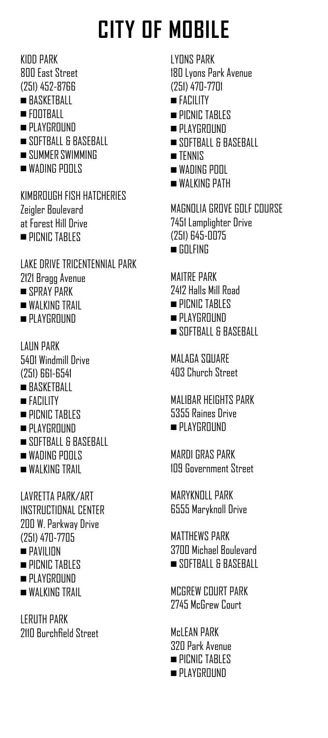# CITY OF MOBILE

KIDD PARK
800 East Street
(251) 452-8766

- BASKETBALL
- FOOTBALL
- PLAYGROUND
- SOFTBALL & BASEBALL
- SUMMER SWIMMING
- WADING POOLS

KIMBROUGH FISH HATCHERIES
Zeigler Boulevard
at Forest Hill Drive

- PICNIC TABLES

LAKE DRIVE TRICENTENNIAL PARK
2121 Bragg Avenue

- SPRAY PARK
- WALKING TRAIL
- PLAYGROUND

LAUN PARK
5401 Windmill Drive
(251) 661-6541

- BASKETBALL
- FACILITY
- PICNIC TABLES
- PLAYGROUND
- SOFTBALL & BASEBALL
- WADING POOLS
- WALKING TRAIL

LAVRETTA PARK/ART INSTRUCTIONAL CENTER
200 W. Parkway Drive
(251) 470-7705

- PAVILION
- PICNIC TABLES
- PLAYGROUND
- WALKING TRAIL

LERUTH PARK
2110 Burchfield Street

LYONS PARK
180 Lyons Park Avenue
(251) 470-7701

- FACILITY
- PICNIC TABLES
- PLAYGROUND
- SOFTBALL & BASEBALL
- TENNIS
- WADING POOL
- WALKING PATH

MAGNOLIA GROVE GOLF COURSE
7451 Lamplighter Drive
(251) 645-0075

- GOLFING

MAITRE PARK
2412 Halls Mill Road

- PICNIC TABLES
- PLAYGROUND
- SOFTBALL & BASEBALL

MALAGA SQUARE
403 Church Street

MALIBAR HEIGHTS PARK
5355 Raines Drive

- PLAYGROUND

MARDI GRAS PARK
109 Government Street

MARYKNOLL PARK
6555 Maryknoll Drive

MATTHEWS PARK
3700 Michael Boulevard

- SOFTBALL & BASEBALL

MCGREW COURT PARK
2745 McGrew Court

McLEAN PARK
320 Park Avenue

- PICNIC TABLES
- PLAYGROUND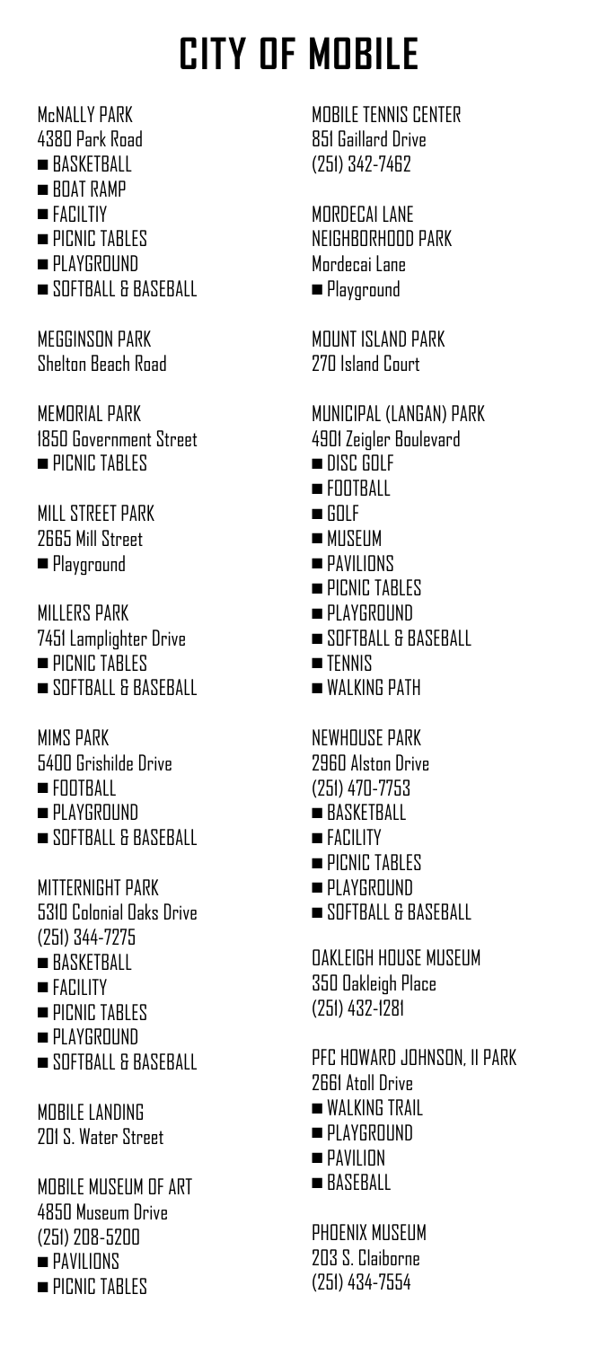# CITY OF MOBILE

McNALLY PARK
4380 Park Road
- BASKETBALL
- BOAT RAMP
- FACILTIY
- PICNIC TABLES
- PLAYGROUND
- SOFTBALL & BASEBALL

MEGGINSON PARK
Shelton Beach Road

MEMORIAL PARK
1850 Government Street
- PICNIC TABLES

MILL STREET PARK
2665 Mill Street
- Playground

MILLERS PARK
7451 Lamplighter Drive
- PICNIC TABLES
- SOFTBALL & BASEBALL

MIMS PARK
5400 Grishilde Drive
- FOOTBALL
- PLAYGROUND
- SOFTBALL & BASEBALL

MITTERNIGHT PARK
5310 Colonial Oaks Drive
(251) 344-7275
- BASKETBALL
- FACILITY
- PICNIC TABLES
- PLAYGROUND
- SOFTBALL & BASEBALL

MOBILE LANDING
201 S. Water Street

MOBILE MUSEUM OF ART
4850 Museum Drive
(251) 208-5200
- PAVILIONS
- PICNIC TABLES

MOBILE TENNIS CENTER
851 Gaillard Drive
(251) 342-7462

MORDECAI LANE
NEIGHBORHOOD PARK
Mordecai Lane
- Playground

MOUNT ISLAND PARK
270 Island Court

MUNICIPAL (LANGAN) PARK
4901 Zeigler Boulevard
- DISC GOLF
- FOOTBALL
- GOLF
- MUSEUM
- PAVILIONS
- PICNIC TABLES
- PLAYGROUND
- SOFTBALL & BASEBALL
- TENNIS
- WALKING PATH

NEWHOUSE PARK
2960 Alston Drive
(251) 470-7753
- BASKETBALL
- FACILITY
- PICNIC TABLES
- PLAYGROUND
- SOFTBALL & BASEBALL

OAKLEIGH HOUSE MUSEUM
350 Oakleigh Place
(251) 432-1281

PFC HOWARD JOHNSON, II PARK
2661 Atoll Drive
- WALKING TRAIL
- PLAYGROUND
- PAVILION
- BASEBALL

PHOENIX MUSEUM
203 S. Claiborne
(251) 434-7554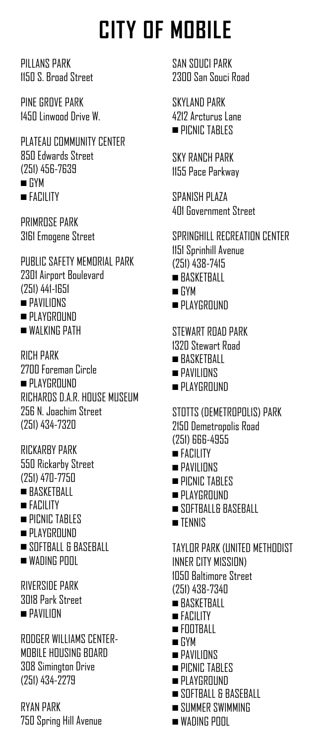# CITY OF MOBILE

PILLANS PARK
1150 S. Broad Street

PINE GROVE PARK
1450 Linwood Drive W.

PLATEAU COMMUNITY CENTER
850 Edwards Street
(251) 456-7639
- GYM
- FACILITY

PRIMROSE PARK
3161 Emogene Street

PUBLIC SAFETY MEMORIAL PARK
2301 Airport Boulevard
(251) 441-1651
- PAVILIONS
- PLAYGROUND
- WALKING PATH

RICH PARK
2700 Foreman Circle
- PLAYGROUND

RICHARDS D.A.R. HOUSE MUSEUM
256 N. Joachim Street
(251) 434-7320

RICKARBY PARK
550 Rickarby Street
(251) 470-7750
- BASKETBALL
- FACILITY
- PICNIC TABLES
- PLAYGROUND
- SOFTBALL & BASEBALL
- WADING POOL

RIVERSIDE PARK
3018 Park Street
- PAVILION

RODGER WILLIAMS CENTER-MOBILE HOUSING BOARD
308 Simington Drive
(251) 434-2279

RYAN PARK
750 Spring Hill Avenue

SAN SOUCI PARK
2300 San Souci Road

SKYLAND PARK
4212 Arcturus Lane
- PICNIC TABLES

SKY RANCH PARK
1155 Pace Parkway

SPANISH PLAZA
401 Government Street

SPRINGHILL RECREATION CENTER
1151 Sprinhill Avenue
(251) 438-7415
- BASKETBALL
- GYM
- PLAYGROUND

STEWART ROAD PARK
1320 Stewart Road
- BASKETBALL
- PAVILIONS
- PLAYGROUND

STOTTS (DEMETROPOLIS) PARK
2150 Demetropolis Road
(251) 666-4955
- FACILITY
- PAVILIONS
- PICNIC TABLES
- PLAYGROUND
- SOFTBALL& BASEBALL
- TENNIS

TAYLOR PARK (UNITED METHODIST INNER CITY MISSION)
1050 Baltimore Street
(251) 438-7340
- BASKETBALL
- FACILITY
- FOOTBALL
- GYM
- PAVILIONS
- PICNIC TABLES
- PLAYGROUND
- SOFTBALL & BASEBALL
- SUMMER SWIMMING
- WADING POOL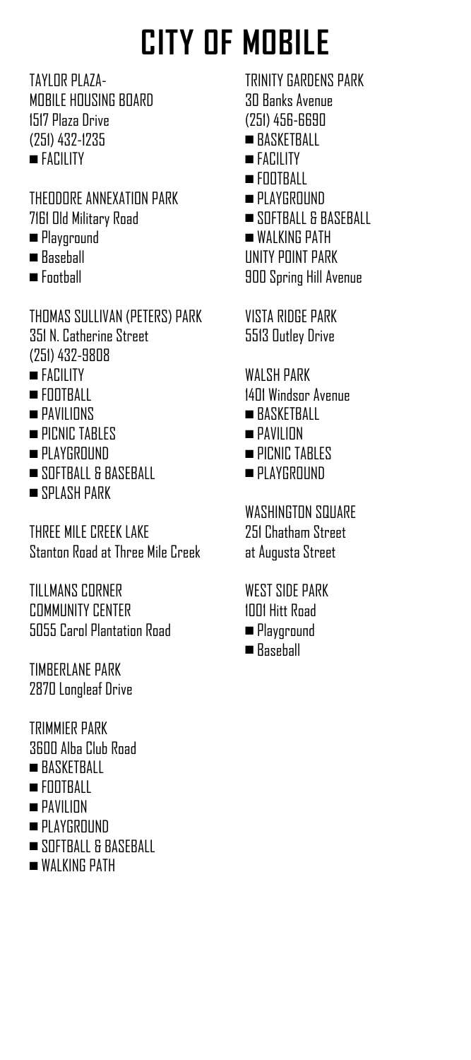# CITY OF MOBILE

TAYLOR PLAZA-
MOBILE HOUSING BOARD
1517 Plaza Drive
(251) 432-1235

- FACILITY

THEODORE ANNEXATION PARK
7161 Old Military Road

- Playground
- Baseball
- Football

THOMAS SULLIVAN (PETERS) PARK
351 N. Catherine Street
(251) 432-9808

- FACILITY
- FOOTBALL
- PAVILIONS
- PICNIC TABLES
- PLAYGROUND
- SOFTBALL & BASEBALL
- SPLASH PARK

THREE MILE CREEK LAKE
Stanton Road at Three Mile Creek

TILLMANS CORNER
COMMUNITY CENTER
5055 Carol Plantation Road

TIMBERLANE PARK
2870 Longleaf Drive

TRIMMIER PARK
3600 Alba Club Road

- BASKETBALL
- FOOTBALL
- PAVILION
- PLAYGROUND
- SOFTBALL & BASEBALL
- WALKING PATH

TRINITY GARDENS PARK
30 Banks Avenue
(251) 456-6690

- BASKETBALL
- FACILITY
- FOOTBALL
- PLAYGROUND
- SOFTBALL & BASEBALL
- WALKING PATH

UNITY POINT PARK
900 Spring Hill Avenue

VISTA RIDGE PARK
5513 Outley Drive

WALSH PARK
1401 Windsor Avenue

- BASKETBALL
- PAVILION
- PICNIC TABLES
- PLAYGROUND

WASHINGTON SQUARE
251 Chatham Street
at Augusta Street

WEST SIDE PARK
1001 Hitt Road

- Playground
- Baseball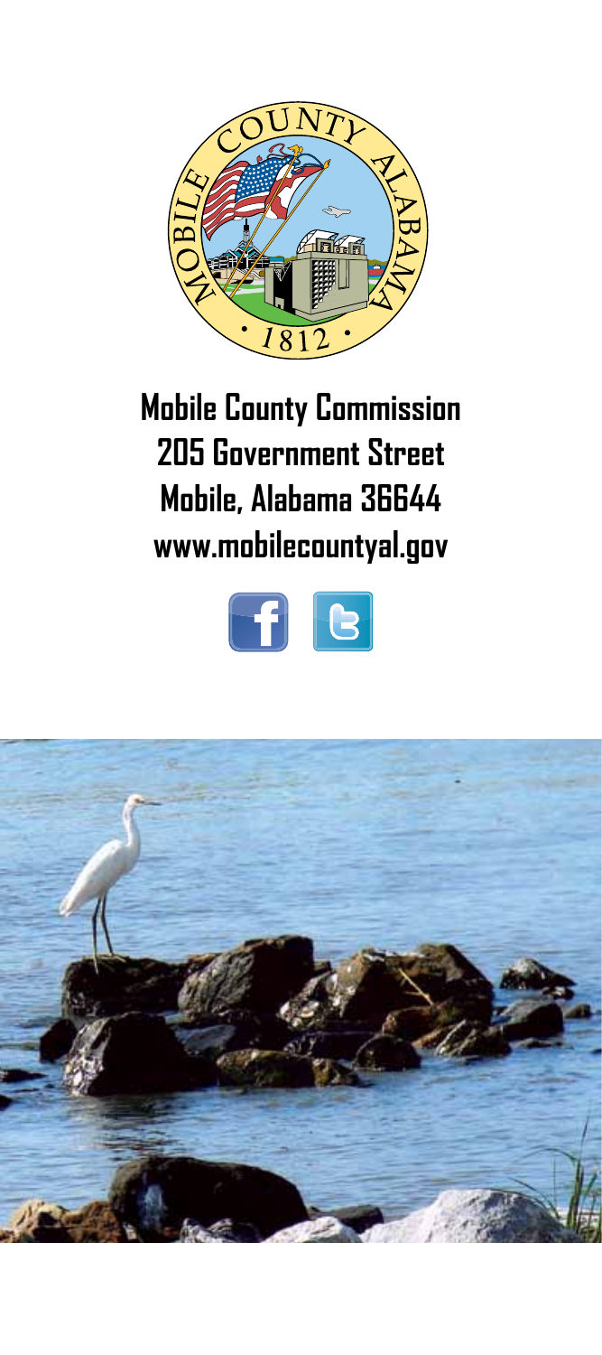**Mobile County Commission**
**205 Government Street**
**Mobile, Alabama 36644**
**www.mobilecountyal.gov**